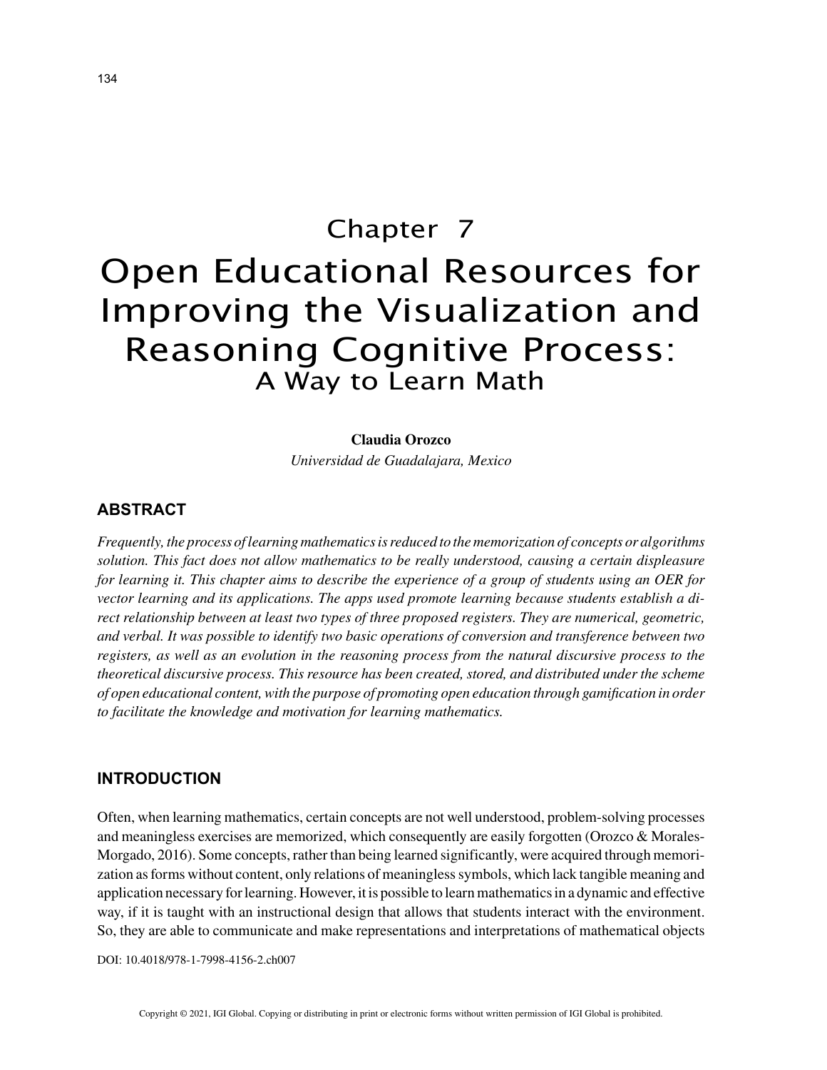# Chapter 7

# Open Educational Resources for Improving the Visualization and Reasoning Cognitive Process: A Way to Learn Math

**Claudia Orozco**

*Universidad de Guadalajara, Mexico*

## ABSTRACT

*Frequently, the process of learning mathematics is reduced to the memorization of concepts or algorithms solution. This fact does not allow mathematics to be really understood, causing a certain displeasure for learning it. This chapter aims to describe the experience of a group of students using an OER for vector learning and its applications. The apps used promote learning because students establish a direct relationship between at least two types of three proposed registers. They are numerical, geometric, and verbal. It was possible to identify two basic operations of conversion and transference between two registers, as well as an evolution in the reasoning process from the natural discursive process to the theoretical discursive process. This resource has been created, stored, and distributed under the scheme of open educational content, with the purpose of promoting open education through gamification in order to facilitate the knowledge and motivation for learning mathematics.*

## INTRODUCTION

Often, when learning mathematics, certain concepts are not well understood, problem-solving processes and meaningless exercises are memorized, which consequently are easily forgotten (Orozco & Morales-Morgado, 2016). Some concepts, rather than being learned significantly, were acquired through memorization as forms without content, only relations of meaningless symbols, which lack tangible meaning and application necessary for learning. However, it is possible to learn mathematics in a dynamic and effective way, if it is taught with an instructional design that allows that students interact with the environment. So, they are able to communicate and make representations and interpretations of mathematical objects

DOI: 10.4018/978-1-7998-4156-2.ch007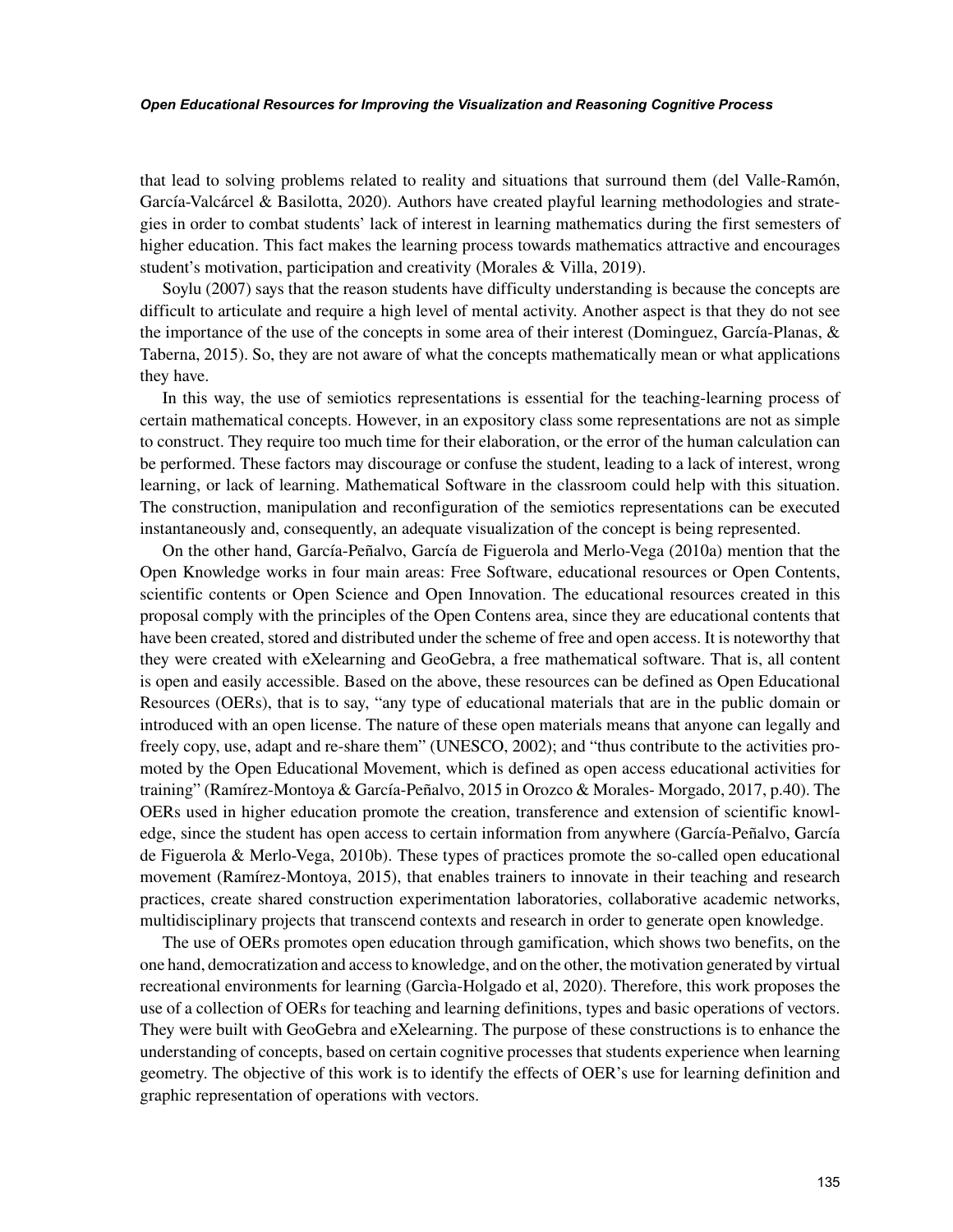that lead to solving problems related to reality and situations that surround them (del Valle-Ramón, García-Valcárcel & Basilotta, 2020). Authors have created playful learning methodologies and strategies in order to combat students' lack of interest in learning mathematics during the first semesters of higher education. This fact makes the learning process towards mathematics attractive and encourages student's motivation, participation and creativity (Morales & Villa, 2019).

Soylu (2007) says that the reason students have difficulty understanding is because the concepts are difficult to articulate and require a high level of mental activity. Another aspect is that they do not see the importance of the use of the concepts in some area of their interest (Dominguez, García-Planas, & Taberna, 2015). So, they are not aware of what the concepts mathematically mean or what applications they have.

In this way, the use of semiotics representations is essential for the teaching-learning process of certain mathematical concepts. However, in an expository class some representations are not as simple to construct. They require too much time for their elaboration, or the error of the human calculation can be performed. These factors may discourage or confuse the student, leading to a lack of interest, wrong learning, or lack of learning. Mathematical Software in the classroom could help with this situation. The construction, manipulation and reconfiguration of the semiotics representations can be executed instantaneously and, consequently, an adequate visualization of the concept is being represented.

On the other hand, García-Peñalvo, García de Figuerola and Merlo-Vega (2010a) mention that the Open Knowledge works in four main areas: Free Software, educational resources or Open Contents, scientific contents or Open Science and Open Innovation. The educational resources created in this proposal comply with the principles of the Open Contens area, since they are educational contents that have been created, stored and distributed under the scheme of free and open access. It is noteworthy that they were created with eXelearning and GeoGebra, a free mathematical software. That is, all content is open and easily accessible. Based on the above, these resources can be defined as Open Educational Resources (OERs), that is to say, "any type of educational materials that are in the public domain or introduced with an open license. The nature of these open materials means that anyone can legally and freely copy, use, adapt and re-share them" (UNESCO, 2002); and "thus contribute to the activities promoted by the Open Educational Movement, which is defined as open access educational activities for training" (Ramírez-Montoya & García-Peñalvo, 2015 in Orozco & Morales- Morgado, 2017, p.40). The OERs used in higher education promote the creation, transference and extension of scientific knowledge, since the student has open access to certain information from anywhere (García-Peñalvo, García de Figuerola & Merlo-Vega, 2010b). These types of practices promote the so-called open educational movement (Ramírez-Montoya, 2015), that enables trainers to innovate in their teaching and research practices, create shared construction experimentation laboratories, collaborative academic networks, multidisciplinary projects that transcend contexts and research in order to generate open knowledge.

The use of OERs promotes open education through gamification, which shows two benefits, on the one hand, democratization and access to knowledge, and on the other, the motivation generated by virtual recreational environments for learning (Garcìa-Holgado et al, 2020). Therefore, this work proposes the use of a collection of OERs for teaching and learning definitions, types and basic operations of vectors. They were built with GeoGebra and eXelearning. The purpose of these constructions is to enhance the understanding of concepts, based on certain cognitive processes that students experience when learning geometry. The objective of this work is to identify the effects of OER's use for learning definition and graphic representation of operations with vectors.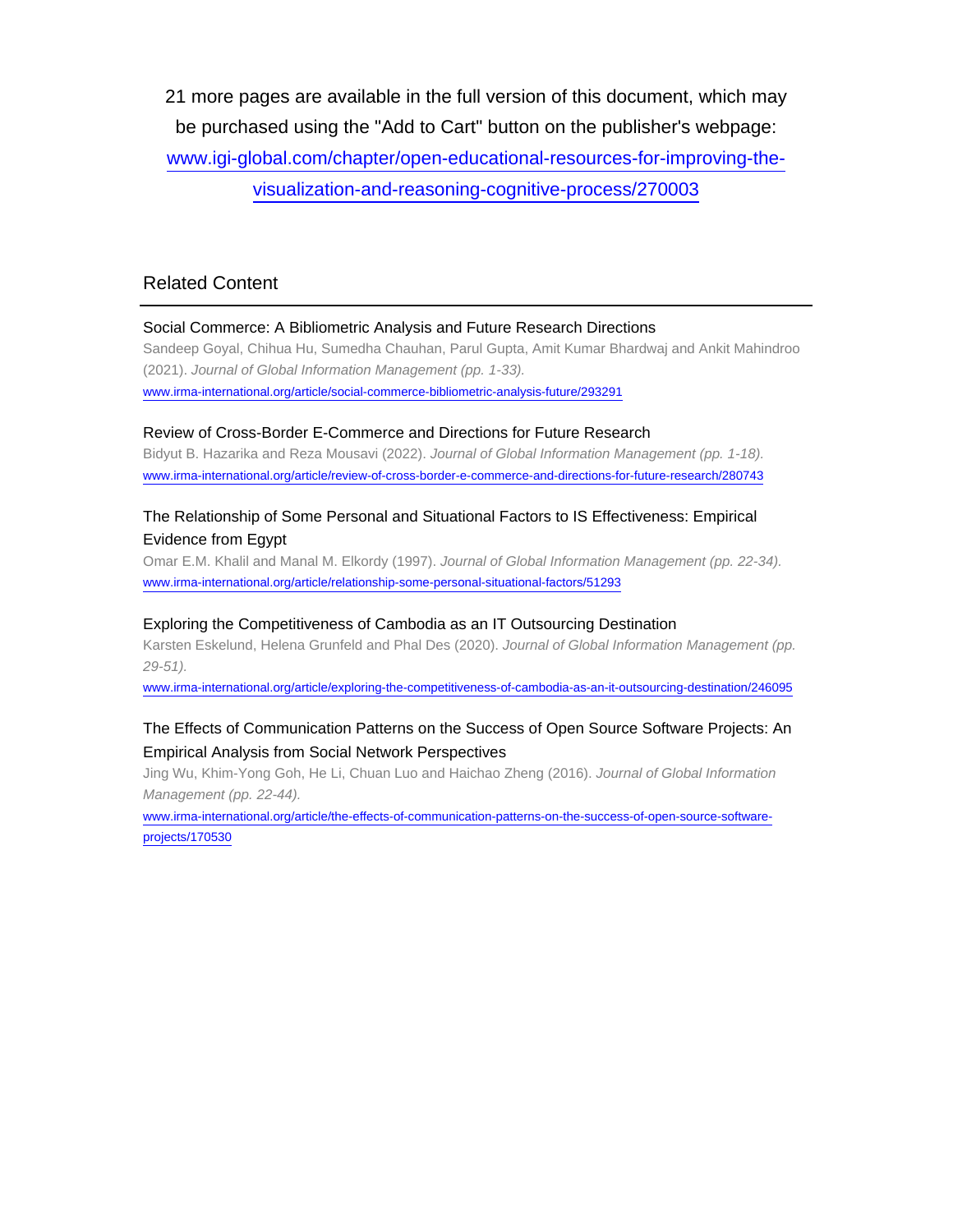21 more pages are available in the full version of this document, which may be purchased using the "Add to Cart" button on the publisher's webpage: [www.igi-global.com/chapter/open-educational-resources-for-improving-the-visualization-and-reasoning-cognitive-process/270003](www.igi-global.com/chapter/open-educational-resources-for-improving-the-visualization-and-reasoning-cognitive-process/270003)

## Related Content

Social Commerce: A Bibliometric Analysis and Future Research Directions
Sandeep Goyal, Chihua Hu, Sumedha Chauhan, Parul Gupta, Amit Kumar Bhardwaj and Ankit Mahindroo (2021). *Journal of Global Information Management (pp. 1-33).*
[www.irma-international.org/article/social-commerce-bibliometric-analysis-future/293291](www.irma-international.org/article/social-commerce-bibliometric-analysis-future/293291)

Review of Cross-Border E-Commerce and Directions for Future Research
Bidyut B. Hazarika and Reza Mousavi (2022). *Journal of Global Information Management (pp. 1-18).*
[www.irma-international.org/article/review-of-cross-border-e-commerce-and-directions-for-future-research/280743](www.irma-international.org/article/review-of-cross-border-e-commerce-and-directions-for-future-research/280743)

The Relationship of Some Personal and Situational Factors to IS Effectiveness: Empirical Evidence from Egypt
Omar E.M. Khalil and Manal M. Elkordy (1997). *Journal of Global Information Management (pp. 22-34).*
[www.irma-international.org/article/relationship-some-personal-situational-factors/51293](www.irma-international.org/article/relationship-some-personal-situational-factors/51293)

Exploring the Competitiveness of Cambodia as an IT Outsourcing Destination
Karsten Eskelund, Helena Grunfeld and Phal Des (2020). *Journal of Global Information Management (pp. 29-51).*
[www.irma-international.org/article/exploring-the-competitiveness-of-cambodia-as-an-it-outsourcing-destination/246095](www.irma-international.org/article/exploring-the-competitiveness-of-cambodia-as-an-it-outsourcing-destination/246095)

The Effects of Communication Patterns on the Success of Open Source Software Projects: An Empirical Analysis from Social Network Perspectives
Jing Wu, Khim-Yong Goh, He Li, Chuan Luo and Haichao Zheng (2016). *Journal of Global Information Management (pp. 22-44).*
[www.irma-international.org/article/the-effects-of-communication-patterns-on-the-success-of-open-source-software-projects/170530](www.irma-international.org/article/the-effects-of-communication-patterns-on-the-success-of-open-source-software-projects/170530)